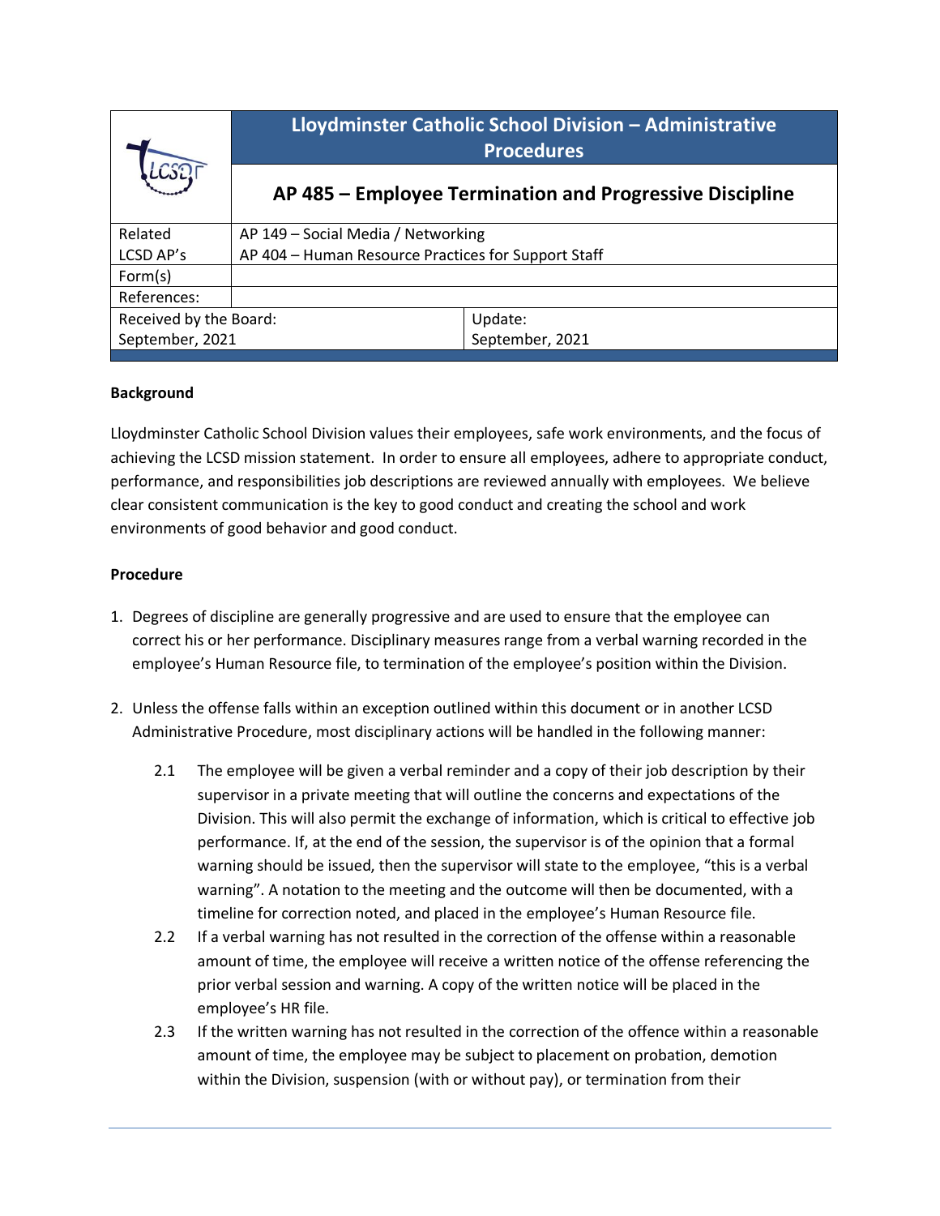| | Lloydminster Catholic School Division – Administrative Procedures |
|---|---|
| | **AP 485 – Employee Termination and Progressive Discipline** |

| | | |
|---|---|---|
| Related LCSD AP's | AP 149 – Social Media / Networking<br>AP 404 – Human Resource Practices for Support Staff | |
| Form(s) | | |
| References: | | |
| Received by the Board:<br>September, 2021 | | Update:<br>September, 2021 |

**Background**

Lloydminster Catholic School Division values their employees, safe work environments, and the focus of achieving the LCSD mission statement. In order to ensure all employees, adhere to appropriate conduct, performance, and responsibilities job descriptions are reviewed annually with employees. We believe clear consistent communication is the key to good conduct and creating the school and work environments of good behavior and good conduct.

**Procedure**

1. Degrees of discipline are generally progressive and are used to ensure that the employee can correct his or her performance. Disciplinary measures range from a verbal warning recorded in the employee's Human Resource file, to termination of the employee's position within the Division.

2. Unless the offense falls within an exception outlined within this document or in another LCSD Administrative Procedure, most disciplinary actions will be handled in the following manner:

   2.1 The employee will be given a verbal reminder and a copy of their job description by their supervisor in a private meeting that will outline the concerns and expectations of the Division. This will also permit the exchange of information, which is critical to effective job performance. If, at the end of the session, the supervisor is of the opinion that a formal warning should be issued, then the supervisor will state to the employee, "this is a verbal warning". A notation to the meeting and the outcome will then be documented, with a timeline for correction noted, and placed in the employee's Human Resource file.

   2.2 If a verbal warning has not resulted in the correction of the offense within a reasonable amount of time, the employee will receive a written notice of the offense referencing the prior verbal session and warning. A copy of the written notice will be placed in the employee's HR file.

   2.3 If the written warning has not resulted in the correction of the offence within a reasonable amount of time, the employee may be subject to placement on probation, demotion within the Division, suspension (with or without pay), or termination from their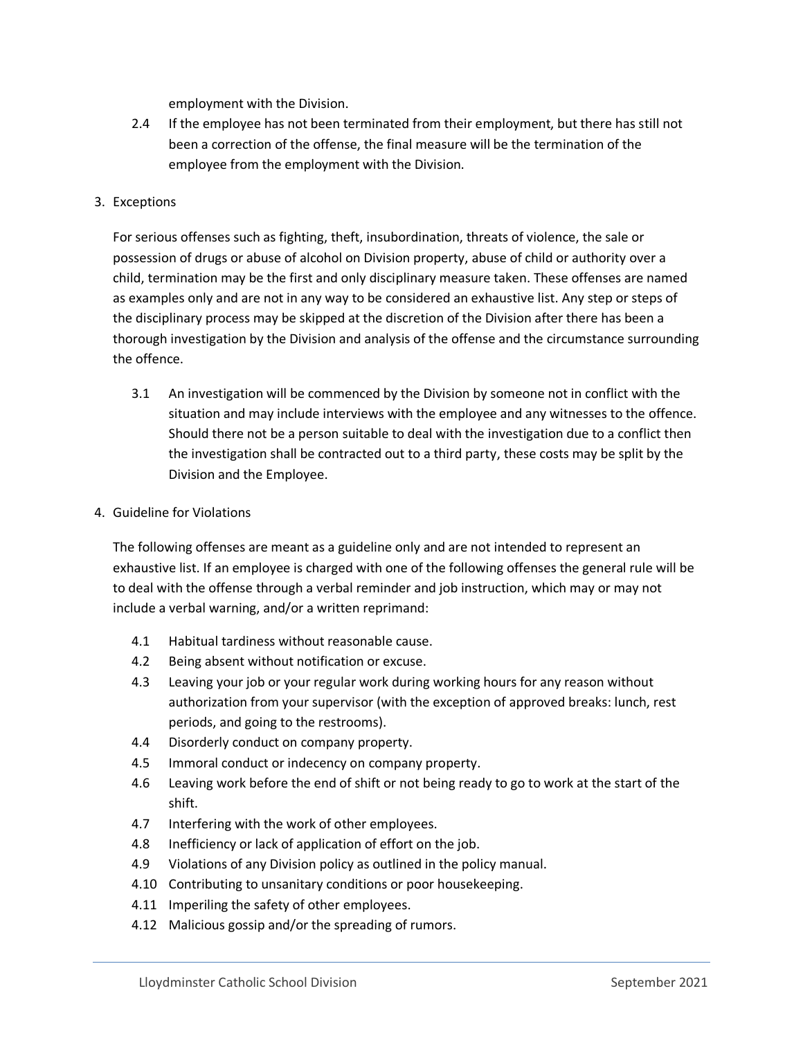employment with the Division.

2.4 If the employee has not been terminated from their employment, but there has still not been a correction of the offense, the final measure will be the termination of the employee from the employment with the Division.

3. Exceptions

For serious offenses such as fighting, theft, insubordination, threats of violence, the sale or possession of drugs or abuse of alcohol on Division property, abuse of child or authority over a child, termination may be the first and only disciplinary measure taken. These offenses are named as examples only and are not in any way to be considered an exhaustive list. Any step or steps of the disciplinary process may be skipped at the discretion of the Division after there has been a thorough investigation by the Division and analysis of the offense and the circumstance surrounding the offence.

3.1 An investigation will be commenced by the Division by someone not in conflict with the situation and may include interviews with the employee and any witnesses to the offence. Should there not be a person suitable to deal with the investigation due to a conflict then the investigation shall be contracted out to a third party, these costs may be split by the Division and the Employee.

4. Guideline for Violations

The following offenses are meant as a guideline only and are not intended to represent an exhaustive list. If an employee is charged with one of the following offenses the general rule will be to deal with the offense through a verbal reminder and job instruction, which may or may not include a verbal warning, and/or a written reprimand:

4.1 Habitual tardiness without reasonable cause.
4.2 Being absent without notification or excuse.
4.3 Leaving your job or your regular work during working hours for any reason without authorization from your supervisor (with the exception of approved breaks: lunch, rest periods, and going to the restrooms).
4.4 Disorderly conduct on company property.
4.5 Immoral conduct or indecency on company property.
4.6 Leaving work before the end of shift or not being ready to go to work at the start of the shift.
4.7 Interfering with the work of other employees.
4.8 Inefficiency or lack of application of effort on the job.
4.9 Violations of any Division policy as outlined in the policy manual.
4.10 Contributing to unsanitary conditions or poor housekeeping.
4.11 Imperiling the safety of other employees.
4.12 Malicious gossip and/or the spreading of rumors.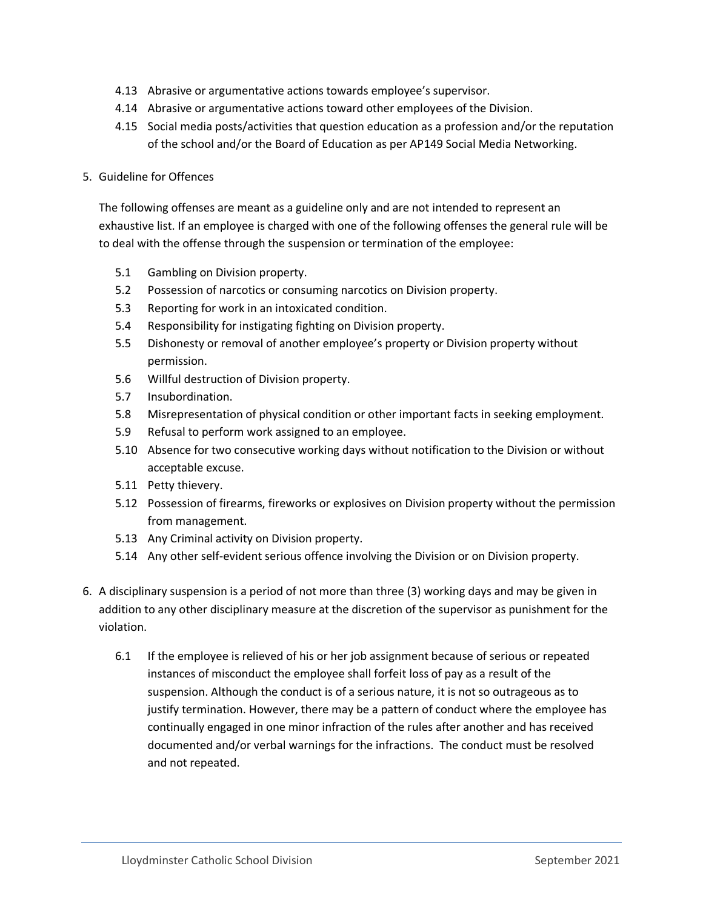4.13 Abrasive or argumentative actions towards employee's supervisor.

4.14 Abrasive or argumentative actions toward other employees of the Division.

4.15 Social media posts/activities that question education as a profession and/or the reputation of the school and/or the Board of Education as per AP149 Social Media Networking.

5. Guideline for Offences

   The following offenses are meant as a guideline only and are not intended to represent an exhaustive list. If an employee is charged with one of the following offenses the general rule will be to deal with the offense through the suspension or termination of the employee:

   5.1 Gambling on Division property.

   5.2 Possession of narcotics or consuming narcotics on Division property.

   5.3 Reporting for work in an intoxicated condition.

   5.4 Responsibility for instigating fighting on Division property.

   5.5 Dishonesty or removal of another employee's property or Division property without permission.

   5.6 Willful destruction of Division property.

   5.7 Insubordination.

   5.8 Misrepresentation of physical condition or other important facts in seeking employment.

   5.9 Refusal to perform work assigned to an employee.

   5.10 Absence for two consecutive working days without notification to the Division or without acceptable excuse.

   5.11 Petty thievery.

   5.12 Possession of firearms, fireworks or explosives on Division property without the permission from management.

   5.13 Any Criminal activity on Division property.

   5.14 Any other self-evident serious offence involving the Division or on Division property.

6. A disciplinary suspension is a period of not more than three (3) working days and may be given in addition to any other disciplinary measure at the discretion of the supervisor as punishment for the violation.

   6.1 If the employee is relieved of his or her job assignment because of serious or repeated instances of misconduct the employee shall forfeit loss of pay as a result of the suspension. Although the conduct is of a serious nature, it is not so outrageous as to justify termination. However, there may be a pattern of conduct where the employee has continually engaged in one minor infraction of the rules after another and has received documented and/or verbal warnings for the infractions. The conduct must be resolved and not repeated.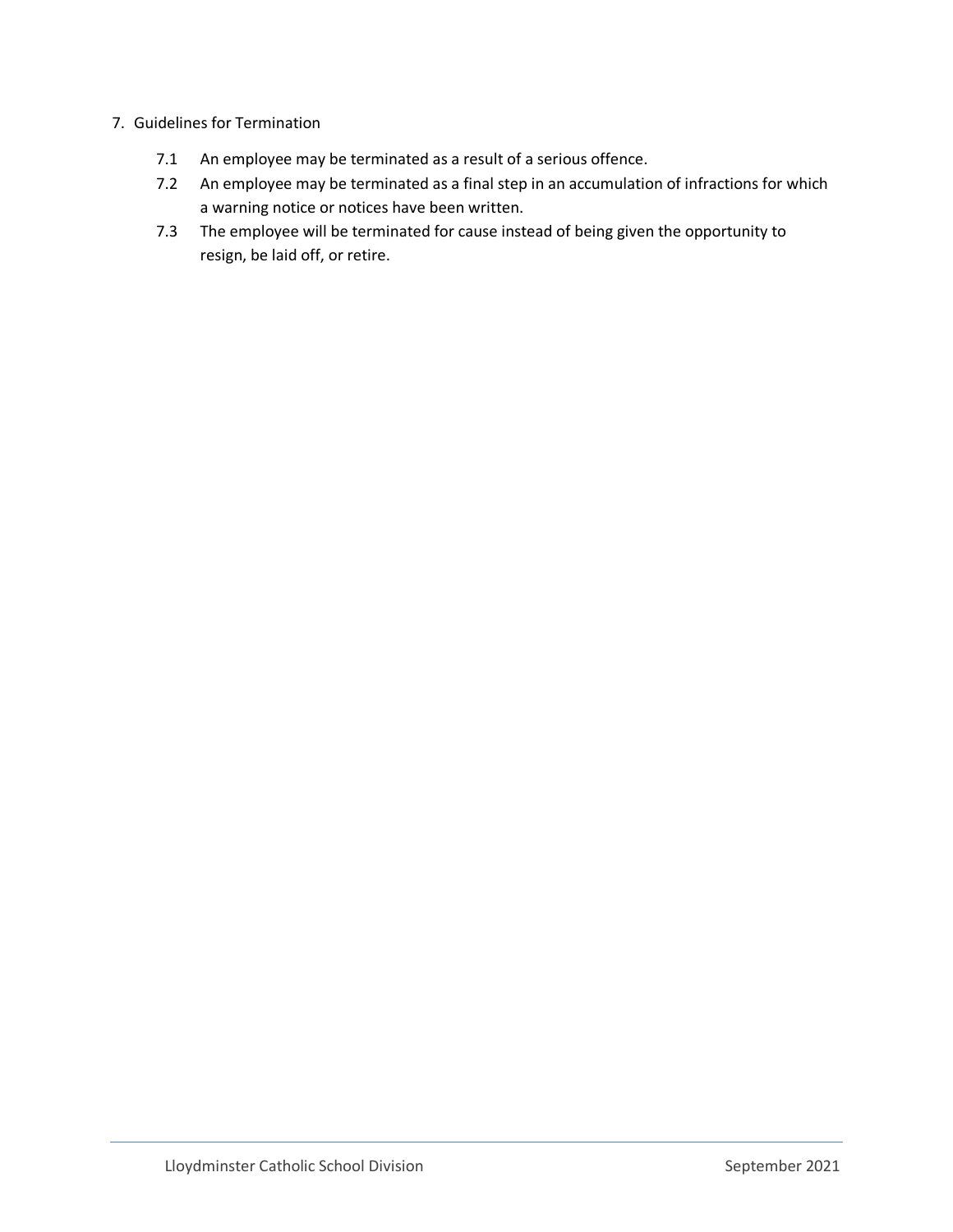7. Guidelines for Termination

    7.1 An employee may be terminated as a result of a serious offence.

    7.2 An employee may be terminated as a final step in an accumulation of infractions for which a warning notice or notices have been written.

    7.3 The employee will be terminated for cause instead of being given the opportunity to resign, be laid off, or retire.